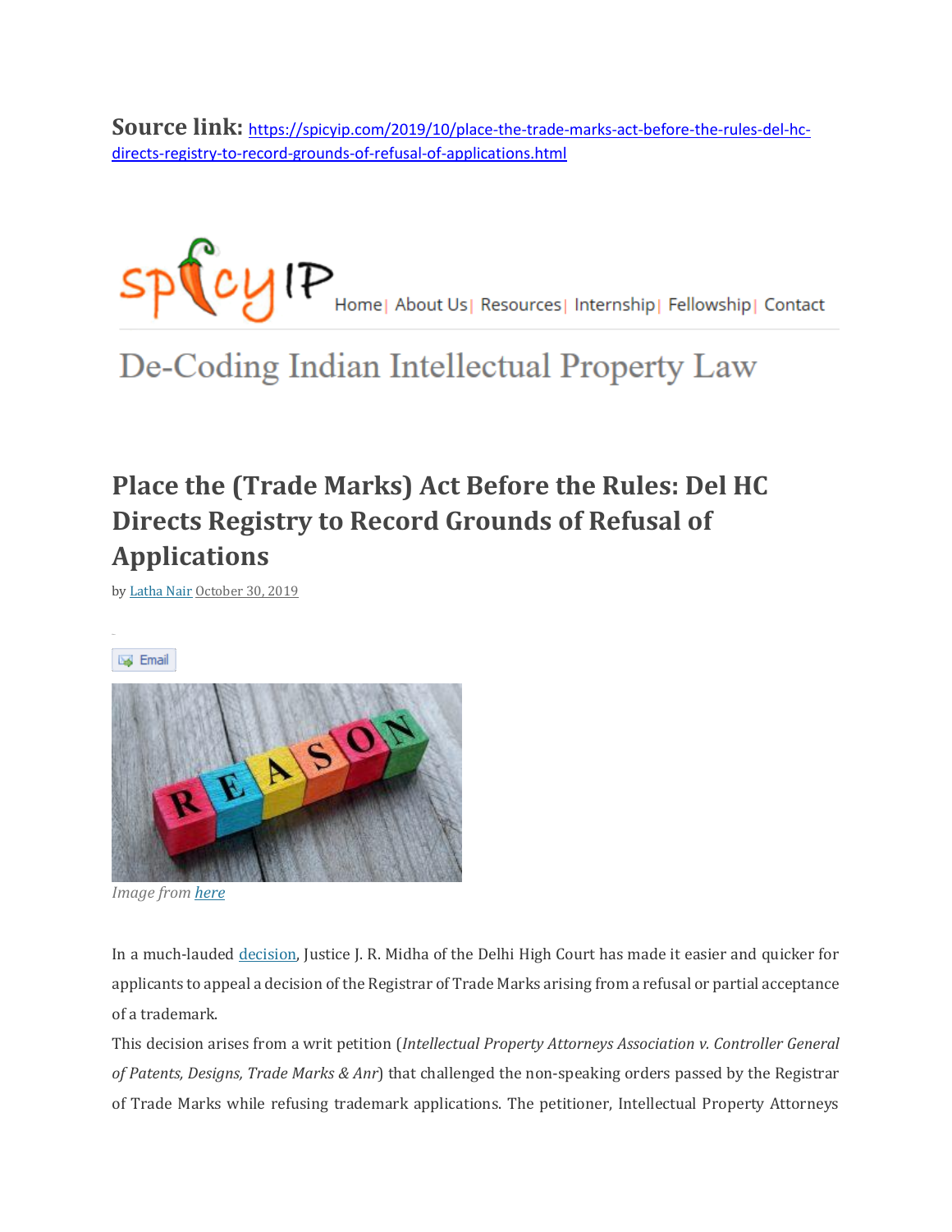**Source link:** https://spicyip.com/2019/10/place-the-trade-marks-act-before-the-rules-del-hc-directs-registry-to-record-grounds-of-refusal-of-applications.html

spicyIP Home | About Us | Resources | Internship | Fellowship | Contact

De-Coding Indian Intellectual Property Law

# Place the (Trade Marks) Act Before the Rules: Del HC Directs Registry to Record Grounds of Refusal of Applications

by Latha Nair October 30, 2019

Email

*Image from here*

In a much-lauded decision, Justice J. R. Midha of the Delhi High Court has made it easier and quicker for applicants to appeal a decision of the Registrar of Trade Marks arising from a refusal or partial acceptance of a trademark.

This decision arises from a writ petition (*Intellectual Property Attorneys Association v. Controller General of Patents, Designs, Trade Marks & Anr*) that challenged the non-speaking orders passed by the Registrar of Trade Marks while refusing trademark applications. The petitioner, Intellectual Property Attorneys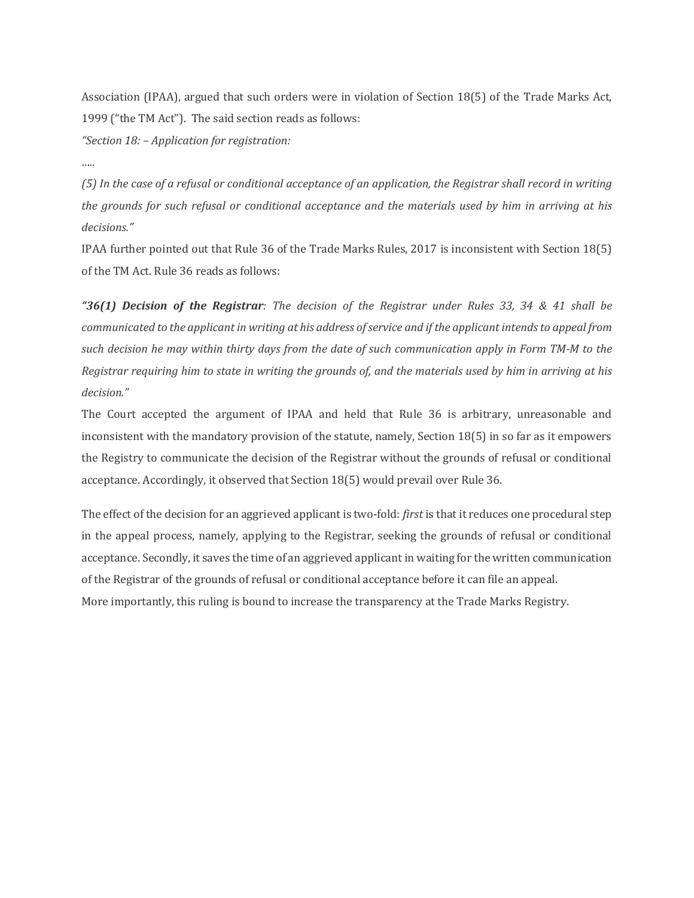Association (IPAA), argued that such orders were in violation of Section 18(5) of the Trade Marks Act, 1999 ("the TM Act"). The said section reads as follows:

*"Section 18: – Application for registration:*

*.....*

*(5) In the case of a refusal or conditional acceptance of an application, the Registrar shall record in writing the grounds for such refusal or conditional acceptance and the materials used by him in arriving at his decisions."*

IPAA further pointed out that Rule 36 of the Trade Marks Rules, 2017 is inconsistent with Section 18(5) of the TM Act. Rule 36 reads as follows:

***"36(1) Decision of the Registrar****: The decision of the Registrar under Rules 33, 34 & 41 shall be communicated to the applicant in writing at his address of service and if the applicant intends to appeal from such decision he may within thirty days from the date of such communication apply in Form TM-M to the Registrar requiring him to state in writing the grounds of, and the materials used by him in arriving at his decision."*

The Court accepted the argument of IPAA and held that Rule 36 is arbitrary, unreasonable and inconsistent with the mandatory provision of the statute, namely, Section 18(5) in so far as it empowers the Registry to communicate the decision of the Registrar without the grounds of refusal or conditional acceptance. Accordingly, it observed that Section 18(5) would prevail over Rule 36.

The effect of the decision for an aggrieved applicant is two-fold: *first* is that it reduces one procedural step in the appeal process, namely, applying to the Registrar, seeking the grounds of refusal or conditional acceptance. Secondly, it saves the time of an aggrieved applicant in waiting for the written communication of the Registrar of the grounds of refusal or conditional acceptance before it can file an appeal.

More importantly, this ruling is bound to increase the transparency at the Trade Marks Registry.